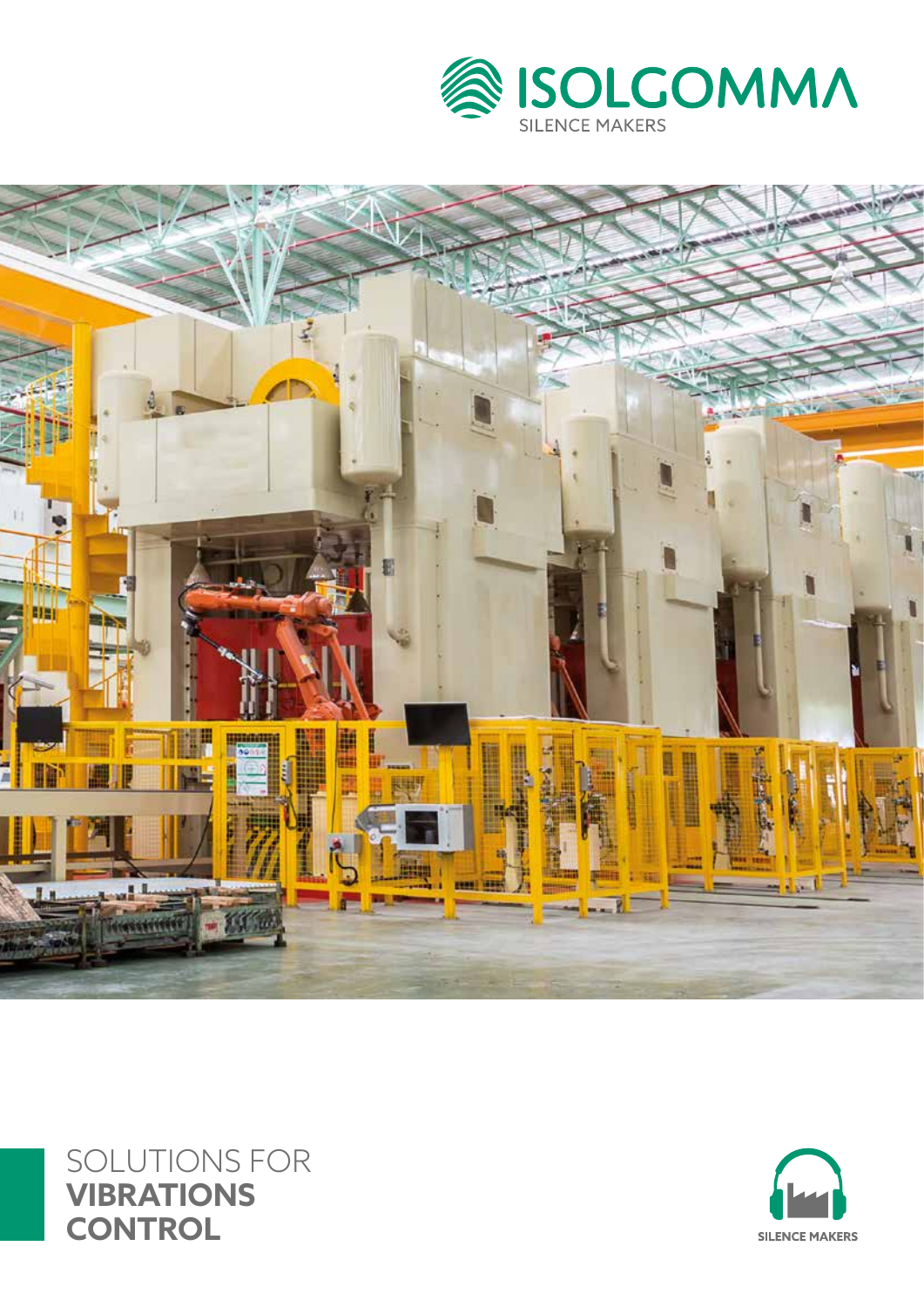ISOLGOMMA
SILENCE MAKERS

# SOLUTIONS FOR **VIBRATIONS CONTROL**

SILENCE MAKERS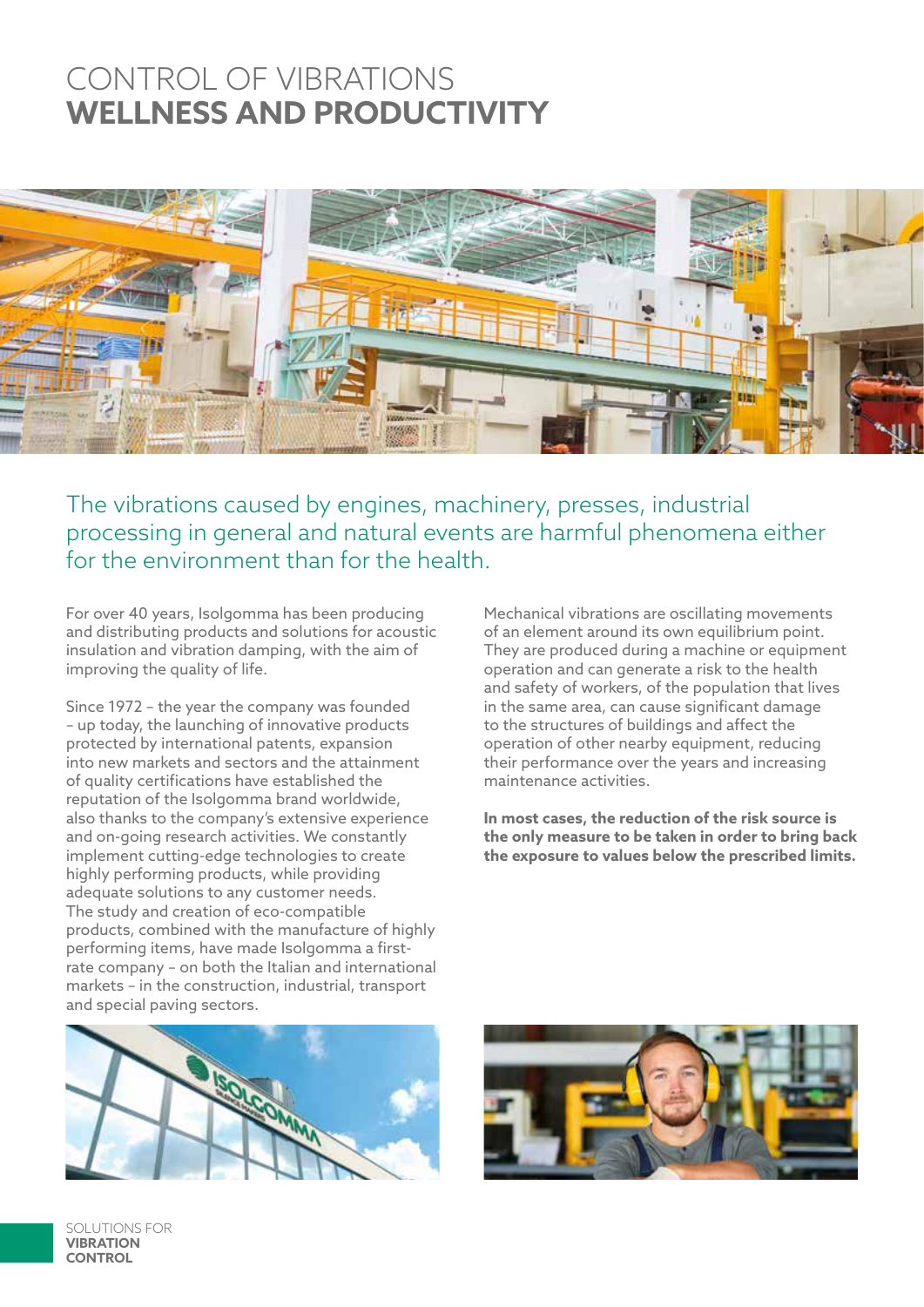# CONTROL OF VIBRATIONS **WELLNESS AND PRODUCTIVITY**

## The vibrations caused by engines, machinery, presses, industrial processing in general and natural events are harmful phenomena either for the environment than for the health.

For over 40 years, Isolgomma has been producing and distributing products and solutions for acoustic insulation and vibration damping, with the aim of improving the quality of life.

Since 1972 – the year the company was founded – up today, the launching of innovative products protected by international patents, expansion into new markets and sectors and the attainment of quality certifications have established the reputation of the Isolgomma brand worldwide, also thanks to the company's extensive experience and on-going research activities. We constantly implement cutting-edge technologies to create highly performing products, while providing adequate solutions to any customer needs. The study and creation of eco-compatible products, combined with the manufacture of highly performing items, have made Isolgomma a first-rate company – on both the Italian and international markets – in the construction, industrial, transport and special paving sectors.

Mechanical vibrations are oscillating movements of an element around its own equilibrium point. They are produced during a machine or equipment operation and can generate a risk to the health and safety of workers, of the population that lives in the same area, can cause significant damage to the structures of buildings and affect the operation of other nearby equipment, reducing their performance over the years and increasing maintenance activities.

**In most cases, the reduction of the risk source is the only measure to be taken in order to bring back the exposure to values below the prescribed limits.**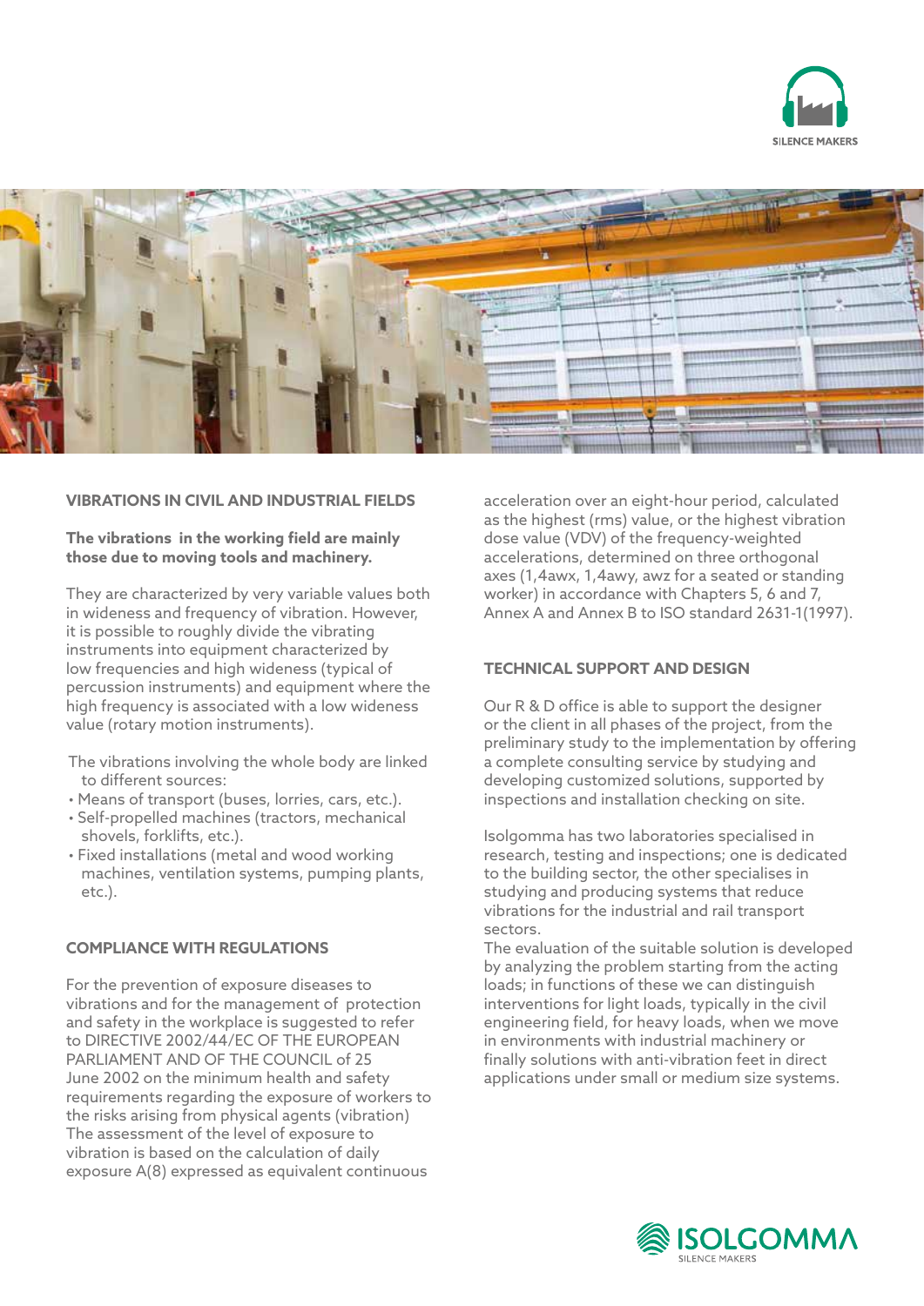## VIBRATIONS IN CIVIL AND INDUSTRIAL FIELDS

**The vibrations in the working field are mainly those due to moving tools and machinery.**

They are characterized by very variable values both in wideness and frequency of vibration. However, it is possible to roughly divide the vibrating instruments into equipment characterized by low frequencies and high wideness (typical of percussion instruments) and equipment where the high frequency is associated with a low wideness value (rotary motion instruments).

The vibrations involving the whole body are linked to different sources:

- Means of transport (buses, lorries, cars, etc.).
- Self-propelled machines (tractors, mechanical shovels, forklifts, etc.).
- Fixed installations (metal and wood working machines, ventilation systems, pumping plants, etc.).

## COMPLIANCE WITH REGULATIONS

For the prevention of exposure diseases to vibrations and for the management of protection and safety in the workplace is suggested to refer to DIRECTIVE 2002/44/EC OF THE EUROPEAN PARLIAMENT AND OF THE COUNCIL of 25 June 2002 on the minimum health and safety requirements regarding the exposure of workers to the risks arising from physical agents (vibration) The assessment of the level of exposure to vibration is based on the calculation of daily exposure A(8) expressed as equivalent continuous acceleration over an eight-hour period, calculated as the highest (rms) value, or the highest vibration dose value (VDV) of the frequency-weighted accelerations, determined on three orthogonal axes (1,4awx, 1,4awy, awz for a seated or standing worker) in accordance with Chapters 5, 6 and 7, Annex A and Annex B to ISO standard 2631-1(1997).

## TECHNICAL SUPPORT AND DESIGN

Our R & D office is able to support the designer or the client in all phases of the project, from the preliminary study to the implementation by offering a complete consulting service by studying and developing customized solutions, supported by inspections and installation checking on site.

Isolgomma has two laboratories specialised in research, testing and inspections; one is dedicated to the building sector, the other specialises in studying and producing systems that reduce vibrations for the industrial and rail transport sectors.

The evaluation of the suitable solution is developed by analyzing the problem starting from the acting loads; in functions of these we can distinguish interventions for light loads, typically in the civil engineering field, for heavy loads, when we move in environments with industrial machinery or finally solutions with anti-vibration feet in direct applications under small or medium size systems.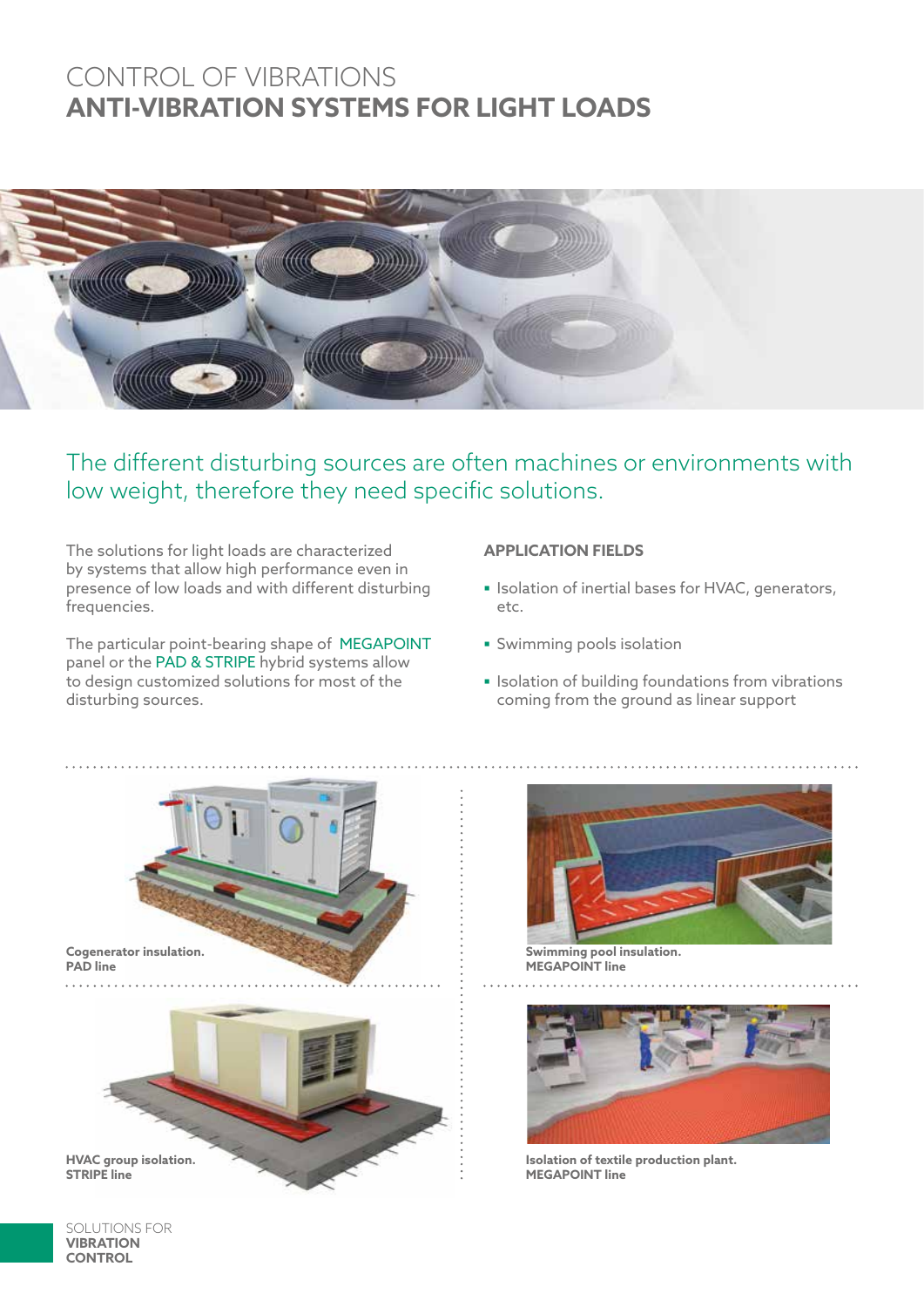# CONTROL OF VIBRATIONS
## ANTI-VIBRATION SYSTEMS FOR LIGHT LOADS

The different disturbing sources are often machines or environments with low weight, therefore they need specific solutions.

The solutions for light loads are characterized by systems that allow high performance even in presence of low loads and with different disturbing frequencies.

The particular point-bearing shape of MEGAPOINT panel or the PAD & STRIPE hybrid systems allow to design customized solutions for most of the disturbing sources.

**APPLICATION FIELDS**

- Isolation of inertial bases for HVAC, generators, etc.
- Swimming pools isolation
- Isolation of building foundations from vibrations coming from the ground as linear support

**Cogenerator insulation.**
**PAD line**

**Swimming pool insulation.**
**MEGAPOINT line**

**HVAC group isolation.**
**STRIPE line**

**Isolation of textile production plant.**
**MEGAPOINT line**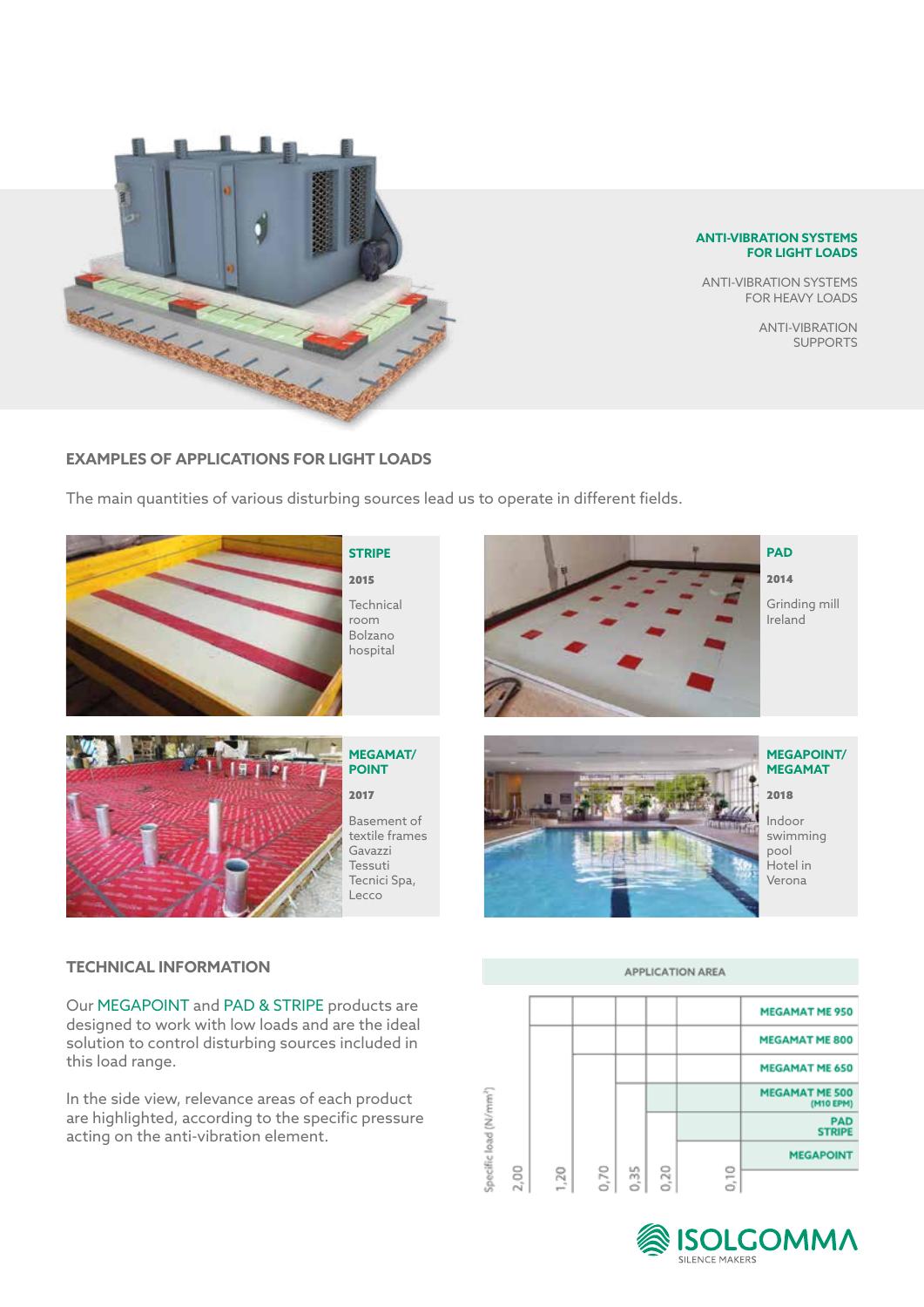**ANTI-VIBRATION SYSTEMS FOR LIGHT LOADS**

ANTI-VIBRATION SYSTEMS FOR HEAVY LOADS

ANTI-VIBRATION SUPPORTS

## EXAMPLES OF APPLICATIONS FOR LIGHT LOADS

The main quantities of various disturbing sources lead us to operate in different fields.

**STRIPE**

**2015**

Technical room Bolzano hospital

**PAD**

**2014**

Grinding mill Ireland

**MEGAMAT/ POINT**

**2017**

Basement of textile frames Gavazzi Tessuti Tecnici Spa, Lecco

**MEGAPOINT/ MEGAMAT**

**2018**

Indoor swimming pool Hotel in Verona

## TECHNICAL INFORMATION

Our MEGAPOINT and PAD & STRIPE products are designed to work with low loads and are the ideal solution to control disturbing sources included in this load range.

In the side view, relevance areas of each product are highlighted, according to the specific pressure acting on the anti-vibration element.

**APPLICATION AREA**

Specific load (N/mm²): 2,00 – 1,20 – 0,70 – 0,35 – 0,20 – 0,10

- MEGAMAT ME 950
- MEGAMAT ME 800
- MEGAMAT ME 650
- MEGAMAT ME 500 (M10 EPM)
- PAD STRIPE
- MEGAPOINT

ISOLGOMMA SILENCE MAKERS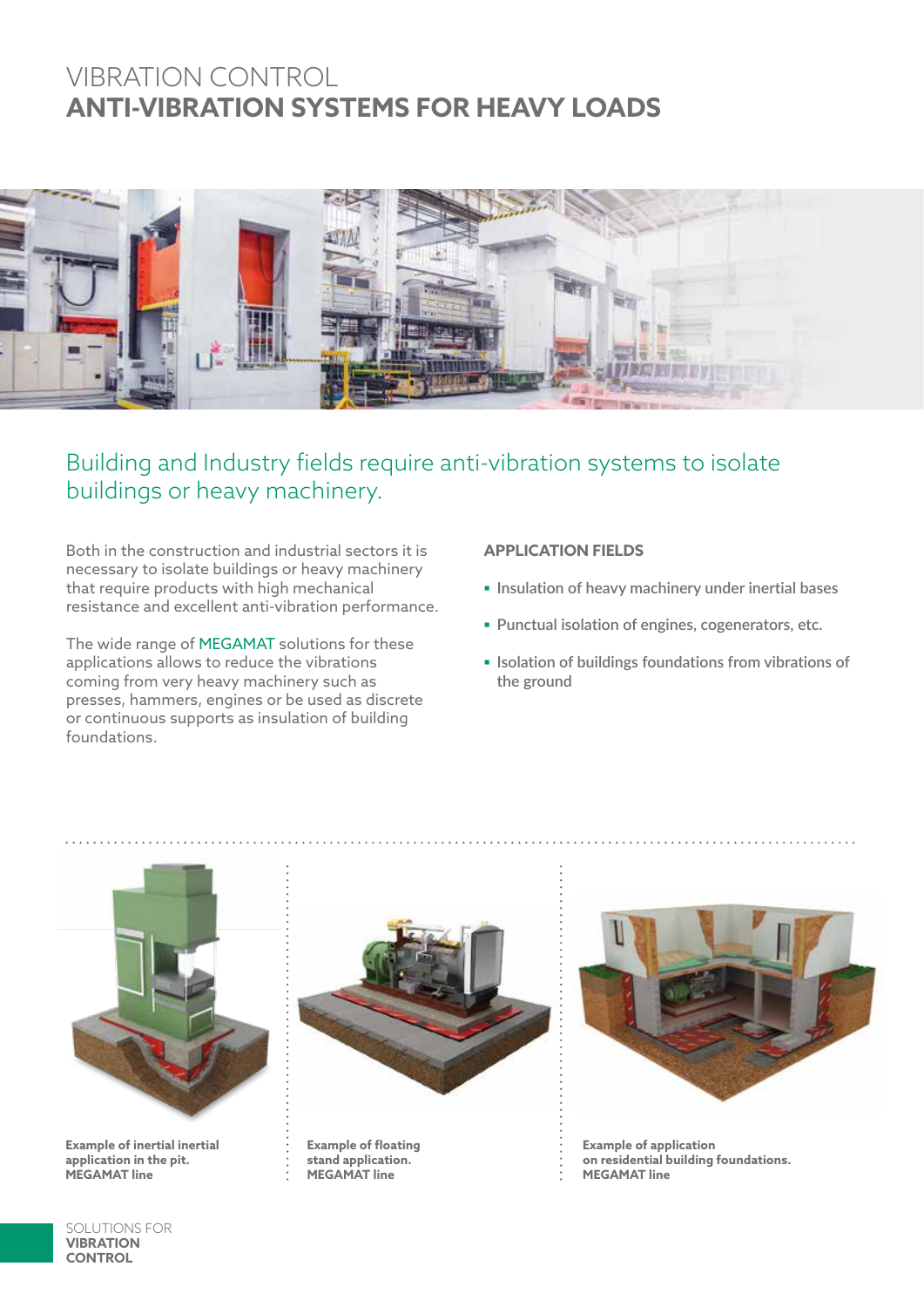# VIBRATION CONTROL
## ANTI-VIBRATION SYSTEMS FOR HEAVY LOADS

Building and Industry fields require anti-vibration systems to isolate buildings or heavy machinery.

Both in the construction and industrial sectors it is necessary to isolate buildings or heavy machinery that require products with high mechanical resistance and excellent anti-vibration performance.

The wide range of MEGAMAT solutions for these applications allows to reduce the vibrations coming from very heavy machinery such as presses, hammers, engines or be used as discrete or continuous supports as insulation of building foundations.

**APPLICATION FIELDS**

- Insulation of heavy machinery under inertial bases
- Punctual isolation of engines, cogenerators, etc.
- Isolation of buildings foundations from vibrations of the ground

**Example of inertial inertial application in the pit. MEGAMAT line**

**Example of floating stand application. MEGAMAT line**

**Example of application on residential building foundations. MEGAMAT line**

SOLUTIONS FOR **VIBRATION CONTROL**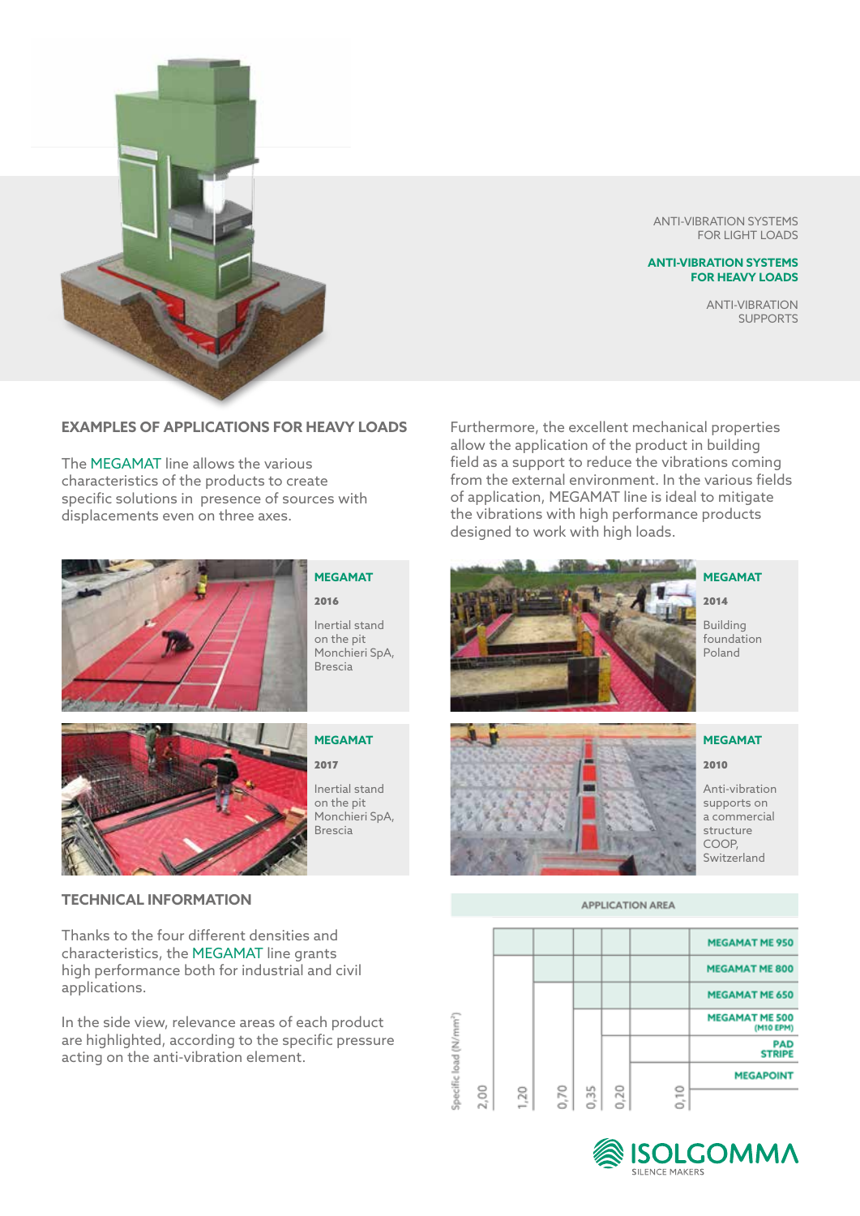ANTI-VIBRATION SYSTEMS FOR LIGHT LOADS

**ANTI-VIBRATION SYSTEMS FOR HEAVY LOADS**

ANTI-VIBRATION SUPPORTS

## EXAMPLES OF APPLICATIONS FOR HEAVY LOADS

The MEGAMAT line allows the various characteristics of the products to create specific solutions in presence of sources with displacements even on three axes.

Furthermore, the excellent mechanical properties allow the application of the product in building field as a support to reduce the vibrations coming from the external environment. In the various fields of application, MEGAMAT line is ideal to mitigate the vibrations with high performance products designed to work with high loads.

**MEGAMAT**

**2016**

Inertial stand on the pit Monchieri SpA, Brescia

**MEGAMAT**

**2014**

Building foundation Poland

**MEGAMAT**

**2017**

Inertial stand on the pit Monchieri SpA, Brescia

**MEGAMAT**

**2010**

Anti-vibration supports on a commercial structure COOP, Switzerland

## TECHNICAL INFORMATION

Thanks to the four different densities and characteristics, the MEGAMAT line grants high performance both for industrial and civil applications.

In the side view, relevance areas of each product are highlighted, according to the specific pressure acting on the anti-vibration element.

**APPLICATION AREA**

| Specific load (N/mm²): 2,00 | 1,20 | 0,70 | 0,35 | 0,20 | 0,10 | Product |
|---|---|---|---|---|---|---|
| ■ | ■ | ■ | ■ | ■ | | MEGAMAT ME 950 |
| | ■ | ■ | ■ | ■ | | MEGAMAT ME 800 |
| | | ■ | ■ | ■ | | MEGAMAT ME 650 |
| | | | ■ | ■ | | MEGAMAT ME 500 (M10 EPM) |
| | | | | ■ | | PAD STRIPE |
| | | | | | ■ | MEGAPOINT |

ISOLGOMMA SILENCE MAKERS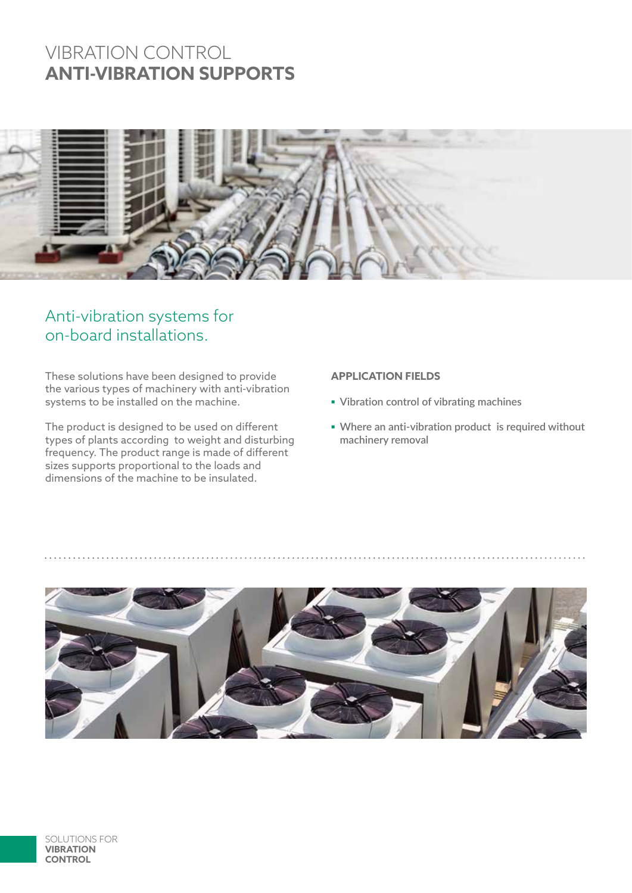# VIBRATION CONTROL
# **ANTI-VIBRATION SUPPORTS**

## Anti-vibration systems for on-board installations.

These solutions have been designed to provide the various types of machinery with anti-vibration systems to be installed on the machine.

The product is designed to be used on different types of plants according to weight and disturbing frequency. The product range is made of different sizes supports proportional to the loads and dimensions of the machine to be insulated.

**APPLICATION FIELDS**

- Vibration control of vibrating machines
- Where an anti-vibration product is required without machinery removal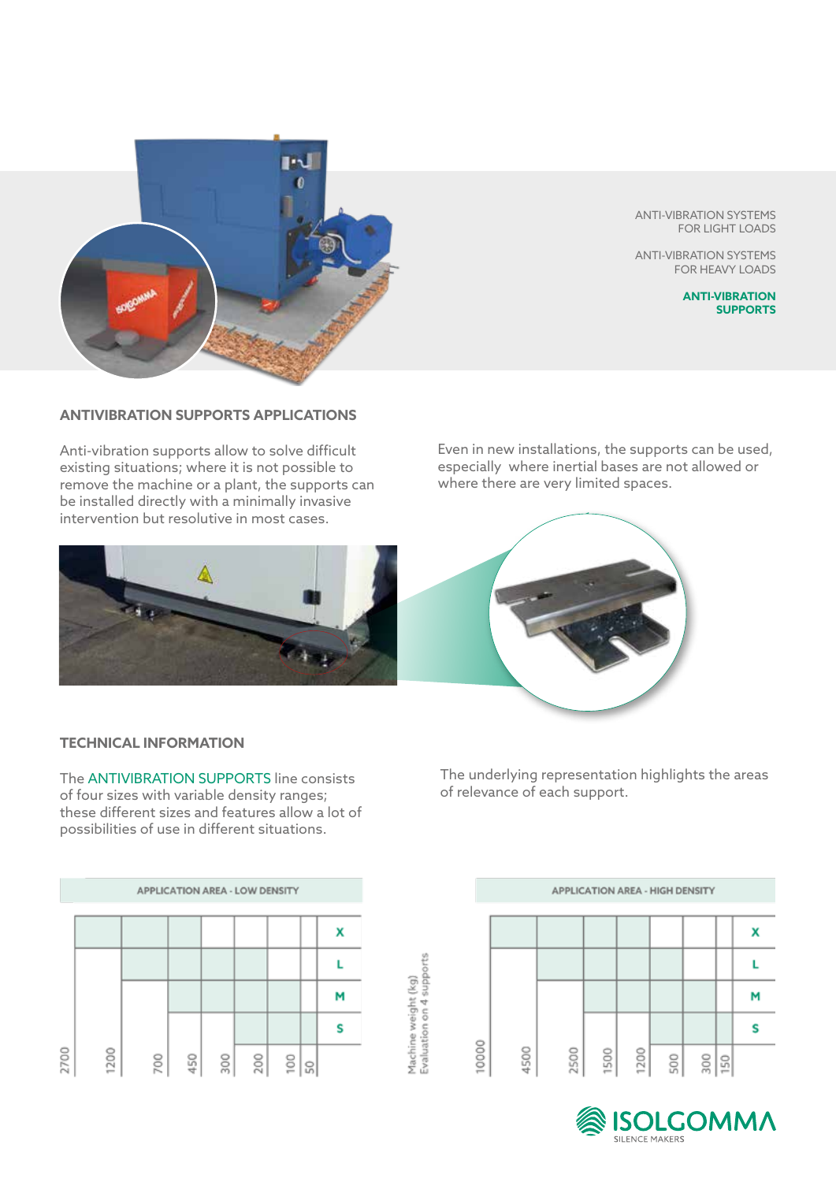## ANTIVIBRATION SUPPORTS APPLICATIONS

Anti-vibration supports allow to solve difficult existing situations; where it is not possible to remove the machine or a plant, the supports can be installed directly with a minimally invasive intervention but resolutive in most cases.

Even in new installations, the supports can be used, especially where inertial bases are not allowed or where there are very limited spaces.

## TECHNICAL INFORMATION

The ANTIVIBRATION SUPPORTS line consists of four sizes with variable density ranges; these different sizes and features allow a lot of possibilities of use in different situations.

The underlying representation highlights the areas of relevance of each support.

**APPLICATION AREA - LOW DENSITY**

| Size | 2700–1200 | 1200–700 | 700–450 | 450–300 | 300–200 | 200–100 | 100–50 |
|---|---|---|---|---|---|---|---|
| X | ■ | ■ | ■ | | | | |
| L | | ■ | ■ | ■ | ■ | | |
| M | | | ■ | ■ | ■ | ■ | |
| S | | | | | ■ | ■ | ■ |

Machine weight (kg)
Evaluation on 4 supports

**APPLICATION AREA - HIGH DENSITY**

| Size | 10000–4500 | 4500–2500 | 2500–1500 | 1500–1200 | 1200–500 | 500–300 | 300–150 |
|---|---|---|---|---|---|---|---|
| X | ■ | ■ | ■ | ■ | | | |
| L | | ■ | ■ | ■ | ■ | | |
| M | | | ■ | ■ | ■ | ■ | |
| S | | | | | ■ | ■ | ■ |

ISOLGOMMA
SILENCE MAKERS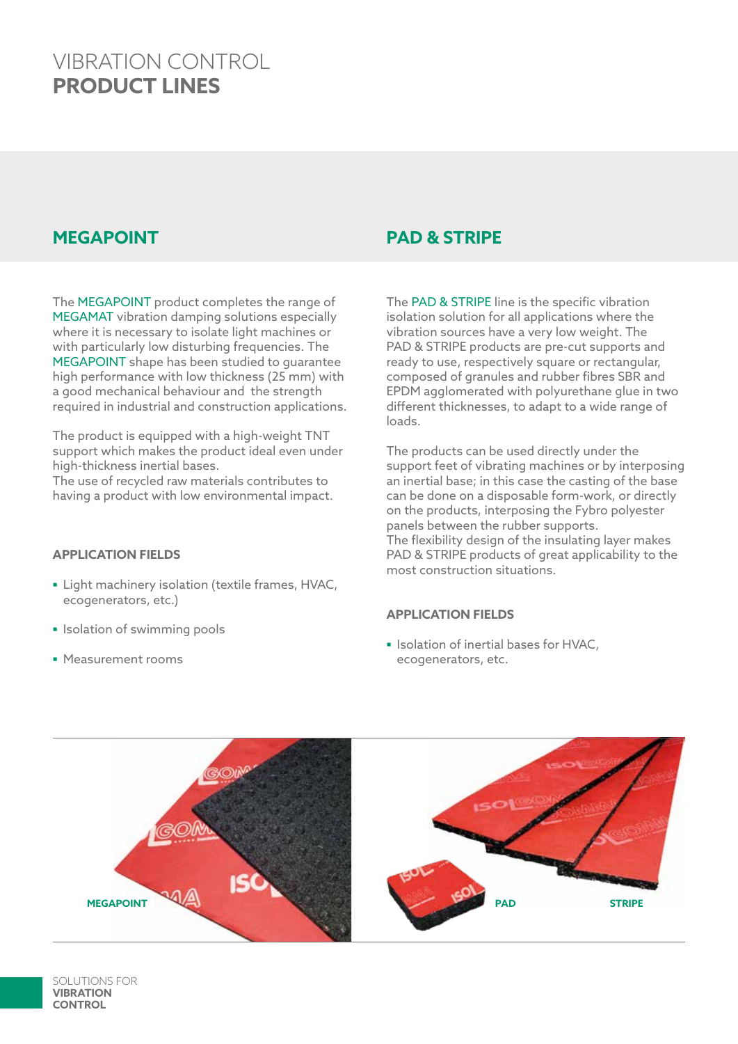# VIBRATION CONTROL **PRODUCT LINES**

## MEGAPOINT

The MEGAPOINT product completes the range of MEGAMAT vibration damping solutions especially where it is necessary to isolate light machines or with particularly low disturbing frequencies. The MEGAPOINT shape has been studied to guarantee high performance with low thickness (25 mm) with a good mechanical behaviour and the strength required in industrial and construction applications.

The product is equipped with a high-weight TNT support which makes the product ideal even under high-thickness inertial bases.
The use of recycled raw materials contributes to having a product with low environmental impact.

### APPLICATION FIELDS

- Light machinery isolation (textile frames, HVAC, ecogenerators, etc.)
- Isolation of swimming pools
- Measurement rooms

## PAD & STRIPE

The PAD & STRIPE line is the specific vibration isolation solution for all applications where the vibration sources have a very low weight. The PAD & STRIPE products are pre-cut supports and ready to use, respectively square or rectangular, composed of granules and rubber fibres SBR and EPDM agglomerated with polyurethane glue in two different thicknesses, to adapt to a wide range of loads.

The products can be used directly under the support feet of vibrating machines or by interposing an inertial base; in this case the casting of the base can be done on a disposable form-work, or directly on the products, interposing the Fybro polyester panels between the rubber supports.
The flexibility design of the insulating layer makes PAD & STRIPE products of great applicability to the most construction situations.

### APPLICATION FIELDS

- Isolation of inertial bases for HVAC, ecogenerators, etc.

MEGAPOINT

PAD

STRIPE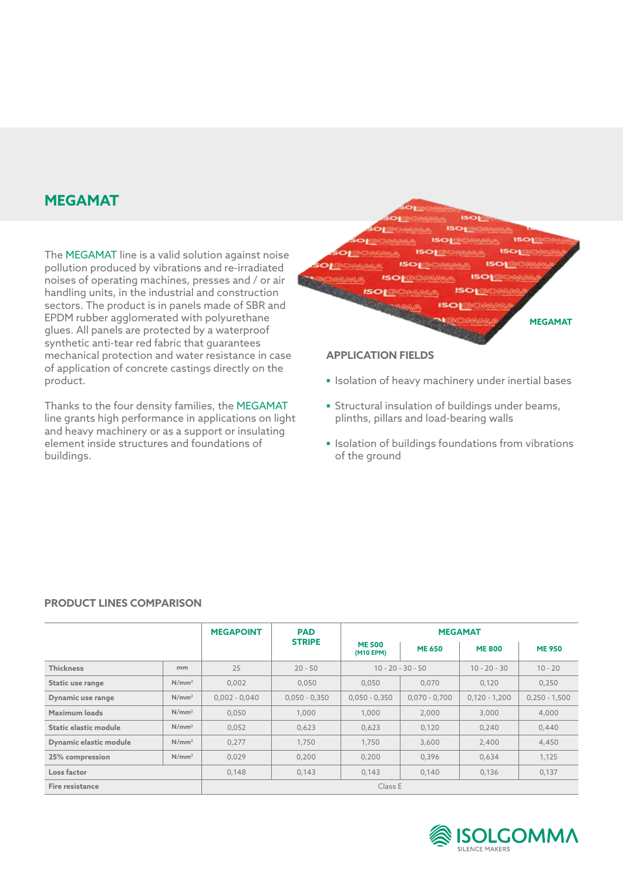# MEGAMAT

The MEGAMAT line is a valid solution against noise pollution produced by vibrations and re-irradiated noises of operating machines, presses and / or air handling units, in the industrial and construction sectors. The product is in panels made of SBR and EPDM rubber agglomerated with polyurethane glues. All panels are protected by a waterproof synthetic anti-tear red fabric that guarantees mechanical protection and water resistance in case of application of concrete castings directly on the product.

Thanks to the four density families, the MEGAMAT line grants high performance in applications on light and heavy machinery or as a support or insulating element inside structures and foundations of buildings.

MEGAMAT

## APPLICATION FIELDS

- Isolation of heavy machinery under inertial bases
- Structural insulation of buildings under beams, plinths, pillars and load-bearing walls
- Isolation of buildings foundations from vibrations of the ground

## PRODUCT LINES COMPARISON

| | | MEGAPOINT | PAD STRIPE | MEGAMAT | | | |
|---|---|---|---|---|---|---|---|
| | | | | ME 500 (M10 EPM) | ME 650 | ME 800 | ME 950 |
| **Thickness** | mm | 25 | 20 - 50 | 10 - 20 - 30 - 50 | | 10 - 20 - 30 | 10 - 20 |
| **Static use range** | N/mm² | 0,002 | 0,050 | 0,050 | 0,070 | 0,120 | 0,250 |
| **Dynamic use range** | N/mm² | 0,002 - 0,040 | 0,050 - 0,350 | 0,050 - 0,350 | 0,070 - 0,700 | 0,120 - 1,200 | 0,250 - 1,500 |
| **Maximum loads** | N/mm² | 0,050 | 1,000 | 1,000 | 2,000 | 3,000 | 4,000 |
| **Static elastic module** | N/mm² | 0,052 | 0,623 | 0,623 | 0,120 | 0,240 | 0,440 |
| **Dynamic elastic module** | N/mm² | 0,277 | 1,750 | 1,750 | 3,600 | 2,400 | 4,450 |
| **25% compression** | N/mm² | 0,029 | 0,200 | 0,200 | 0,396 | 0,634 | 1,125 |
| **Loss factor** | | 0,148 | 0,143 | 0,143 | 0,140 | 0,136 | 0,137 |
| **Fire resistance** | | Class E | | | | | |

ISOLGOMMA
SILENCE MAKERS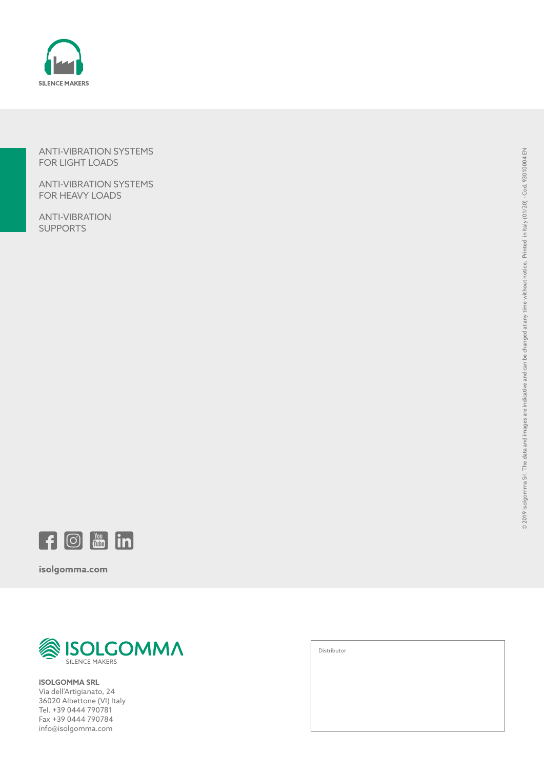SILENCE MAKERS

ANTI-VIBRATION SYSTEMS
FOR LIGHT LOADS

ANTI-VIBRATION SYSTEMS
FOR HEAVY LOADS

ANTI-VIBRATION
SUPPORTS

© 2019 Isolgomma Srl. The data and images are indicative and can be changed at any time without notice. Printed in Italy (01/20) - Cod. 93010004 EN

**isolgomma.com**

ISOLGOMMA
SILENCE MAKERS

**ISOLGOMMA SRL**
Via dell'Artigianato, 24
36020 Albettone (VI) Italy
Tel. +39 0444 790781
Fax +39 0444 790784
info@isolgomma.com

Distributor